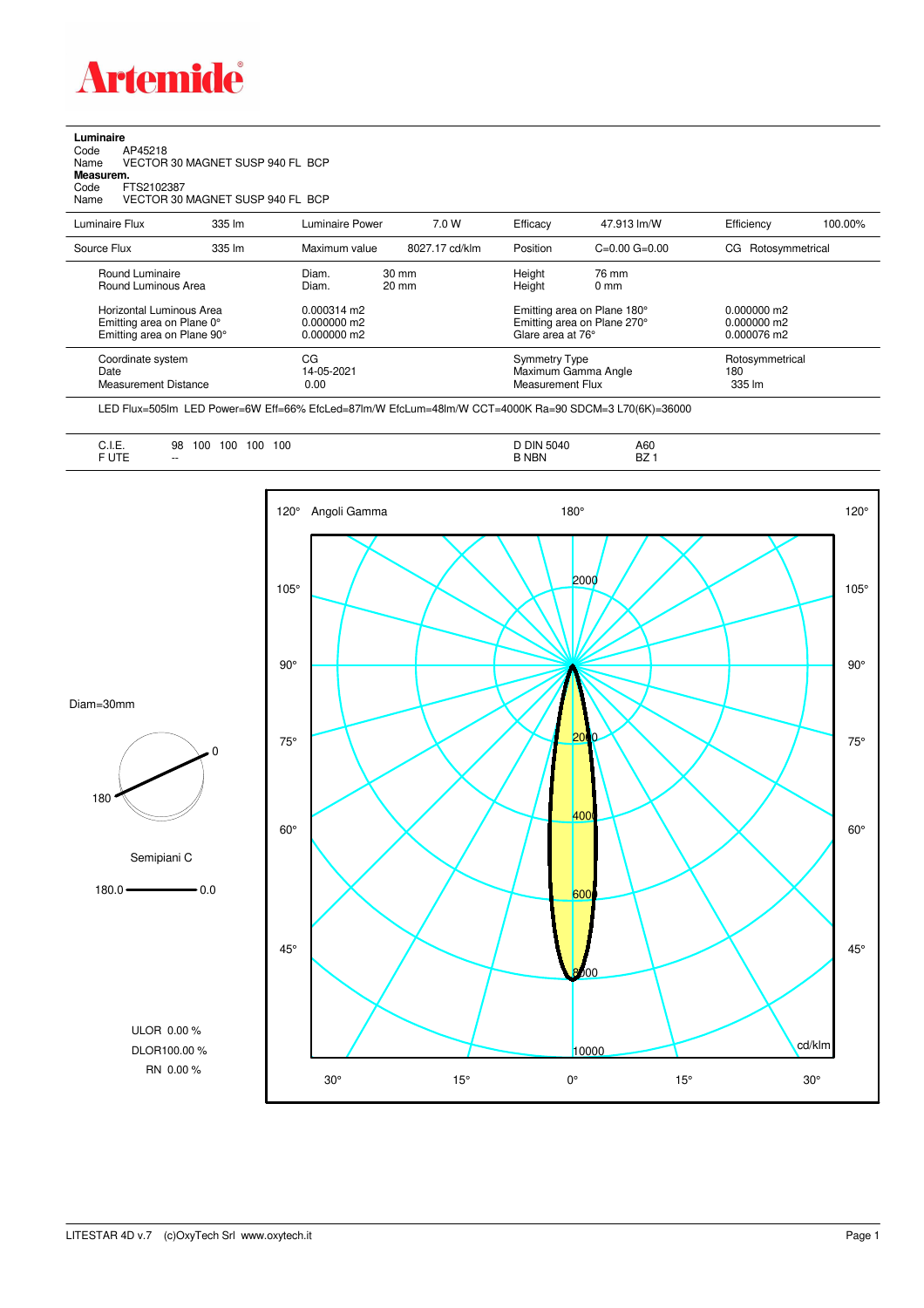# Artemide

**Luminaire**
Code AP45218
Name VECTOR 30 MAGNET SUSP 940 FL BCP
**Measurem.**
Code FTS2102387
Name VECTOR 30 MAGNET SUSP 940 FL BCP

| Luminaire Flux | 335 lm | Luminaire Power | 7.0 W | Efficacy | 47.913 lm/W | Efficiency | 100.00% |
|---|---|---|---|---|---|---|---|
| Source Flux | 335 lm | Maximum value | 8027.17 cd/klm | Position | C=0.00 G=0.00 | CG Rotosymmetrical | |

| | | | |
|---|---|---|---|
| Round Luminaire | Diam. 30 mm | Height 76 mm | |
| Round Luminous Area | Diam. 20 mm | Height 0 mm | |
| Horizontal Luminous Area | 0.000314 m2 | Emitting area on Plane 180° | 0.000000 m2 |
| Emitting area on Plane 0° | 0.000000 m2 | Emitting area on Plane 270° | 0.000000 m2 |
| Emitting area on Plane 90° | 0.000000 m2 | Glare area at 76° | 0.000076 m2 |
| Coordinate system | CG | Symmetry Type | Rotosymmetrical |
| Date | 14-05-2021 | Maximum Gamma Angle | 180 |
| Measurement Distance | 0.00 | Measurement Flux | 335 lm |

LED Flux=505lm LED Power=6W Eff=66% EfcLed=87lm/W EfcLum=48lm/W CCT=4000K Ra=90 SDCM=3 L70(6K)=36000

| | | | |
|---|---|---|---|
| C.I.E. | 98 100 100 100 100 | D DIN 5040 | A60 |
| F UTE | -- | B NBN | BZ 1 |

Diam=30mm

Semipiani C

180.0 — 0.0

ULOR 0.00 %
DLOR 100.00 %
RN 0.00 %

Angoli Gamma — cd/klm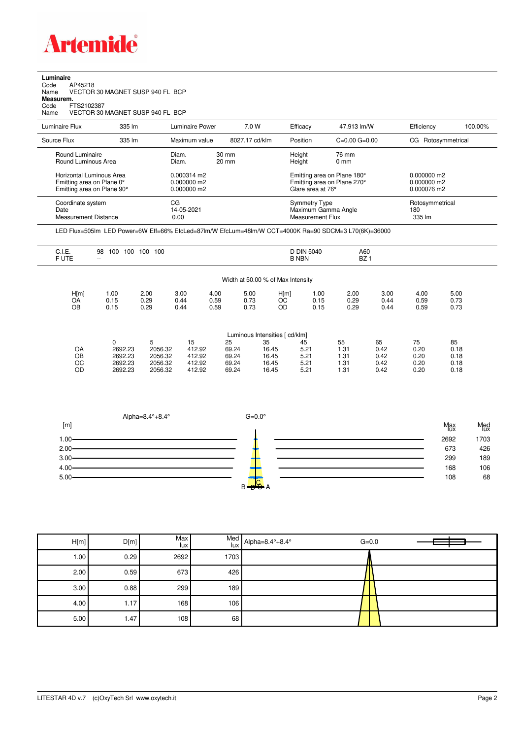Artemide

**Luminaire**
Code AP45218
Name VECTOR 30 MAGNET SUSP 940 FL BCP
**Measurem.**
Code FTS2102387
Name VECTOR 30 MAGNET SUSP 940 FL BCP

| | | | | | | | |
|---|---|---|---|---|---|---|---|
| Luminaire Flux | 335 lm | Luminaire Power | 7.0 W | Efficacy | 47.913 lm/W | Efficiency | 100.00% |
| Source Flux | 335 lm | Maximum value | 8027.17 cd/klm | Position | C=0.00 G=0.00 | CG Rotosymmetrical | |

| | | | | | |
|---|---|---|---|---|---|
| Round Luminaire | Diam. | 30 mm | Height | 76 mm | |
| Round Luminous Area | Diam. | 20 mm | Height | 0 mm | |
| Horizontal Luminous Area | 0.000314 m2 | | Emitting area on Plane 180° | | 0.000000 m2 |
| Emitting area on Plane 0° | 0.000000 m2 | | Emitting area on Plane 270° | | 0.000000 m2 |
| Emitting area on Plane 90° | 0.000000 m2 | | Glare area at 76° | | 0.000076 m2 |

| | | | |
|---|---|---|---|
| Coordinate system | CG | Symmetry Type | Rotosymmetrical |
| Date | 14-05-2021 | Maximum Gamma Angle | 180 |
| Measurement Distance | 0.00 | Measurement Flux | 335 lm |

LED Flux=505lm LED Power=6W Eff=66% EfcLed=87lm/W EfcLum=48lm/W CCT=4000K Ra=90 SDCM=3 L70(6K)=36000

| | | | |
|---|---|---|---|
| C.I.E. | 98 100 100 100 100 | D DIN 5040 | A60 |
| F UTE | -- | B NBN | BZ 1 |

Width at 50.00 % of Max Intensity

| H[m] | 1.00 | 2.00 | 3.00 | 4.00 | 5.00 | H[m] | 1.00 | 2.00 | 3.00 | 4.00 | 5.00 |
|---|---|---|---|---|---|---|---|---|---|---|---|
| OA | 0.15 | 0.29 | 0.44 | 0.59 | 0.73 | OC | 0.15 | 0.29 | 0.44 | 0.59 | 0.73 |
| OB | 0.15 | 0.29 | 0.44 | 0.59 | 0.73 | OD | 0.15 | 0.29 | 0.44 | 0.59 | 0.73 |

Luminous Intensities [ cd/klm]

| | 0 | 5 | 15 | 25 | 35 | 45 | 55 | 65 | 75 | 85 |
|---|---|---|---|---|---|---|---|---|---|---|
| OA | 2692.23 | 2056.32 | 412.92 | 69.24 | 16.45 | 5.21 | 1.31 | 0.42 | 0.20 | 0.18 |
| OB | 2692.23 | 2056.32 | 412.92 | 69.24 | 16.45 | 5.21 | 1.31 | 0.42 | 0.20 | 0.18 |
| OC | 2692.23 | 2056.32 | 412.92 | 69.24 | 16.45 | 5.21 | 1.31 | 0.42 | 0.20 | 0.18 |
| OD | 2692.23 | 2056.32 | 412.92 | 69.24 | 16.45 | 5.21 | 1.31 | 0.42 | 0.20 | 0.18 |

Alpha=8.4°+8.4°
G=0.0°
[m]
Max lux
Med lux
1.00 2692 1703
2.00 673 426
3.00 299 189
4.00 168 106
5.00 108 68
B D C A

| H[m] | D[m] | Max lux | Med lux | Alpha=8.4°+8.4° G=0.0 |
|---|---|---|---|---|
| 1.00 | 0.29 | 2692 | 1703 | |
| 2.00 | 0.59 | 673 | 426 | |
| 3.00 | 0.88 | 299 | 189 | |
| 4.00 | 1.17 | 168 | 106 | |
| 5.00 | 1.47 | 108 | 68 | |

LITESTAR 4D v.7 (c)OxyTech Srl www.oxytech.it